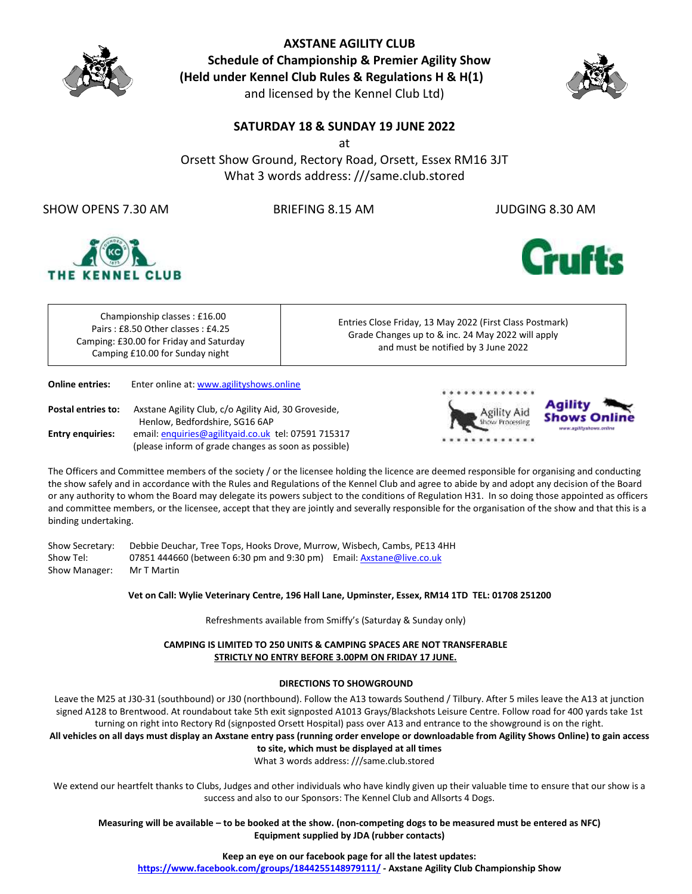# AXSTANE AGILITY CLUB

**Schedule of Championship & Premier Agility Show**
**(Held under Kennel Club Rules & Regulations H & H(1)**
and licensed by the Kennel Club Ltd)

## SATURDAY 18 & SUNDAY 19 JUNE 2022

at

Orsett Show Ground, Rectory Road, Orsett, Essex RM16 3JT
What 3 words address: ///same.club.stored

SHOW OPENS 7.30 AM | BRIEFING 8.15 AM | JUDGING 8.30 AM

| Championship classes : £16.00<br>Pairs : £8.50 Other classes : £4.25<br>Camping: £30.00 for Friday and Saturday<br>Camping £10.00 for Sunday night | Entries Close Friday, 13 May 2022 (First Class Postmark)<br>Grade Changes up to & inc. 24 May 2022 will apply<br>and must be notified by 3 June 2022 |
|---|---|

**Online entries:** Enter online at: www.agilityshows.online

**Postal entries to:** Axstane Agility Club, c/o Agility Aid, 30 Groveside, Henlow, Bedfordshire, SG16 6AP

**Entry enquiries:** email: enquiries@agilityaid.co.uk tel: 07591 715317 (please inform of grade changes as soon as possible)

The Officers and Committee members of the society / or the licensee holding the licence are deemed responsible for organising and conducting the show safely and in accordance with the Rules and Regulations of the Kennel Club and agree to abide by and adopt any decision of the Board or any authority to whom the Board may delegate its powers subject to the conditions of Regulation H31. In so doing those appointed as officers and committee members, or the licensee, accept that they are jointly and severally responsible for the organisation of the show and that this is a binding undertaking.

Show Secretary: Debbie Deuchar, Tree Tops, Hooks Drove, Murrow, Wisbech, Cambs, PE13 4HH
Show Tel: 07851 444660 (between 6:30 pm and 9:30 pm) Email: Axstane@live.co.uk
Show Manager: Mr T Martin

**Vet on Call: Wylie Veterinary Centre, 196 Hall Lane, Upminster, Essex, RM14 1TD TEL: 01708 251200**

Refreshments available from Smiffy's (Saturday & Sunday only)

**CAMPING IS LIMITED TO 250 UNITS & CAMPING SPACES ARE NOT TRANSFERABLE**
**STRICTLY NO ENTRY BEFORE 3.00PM ON FRIDAY 17 JUNE.**

### DIRECTIONS TO SHOWGROUND

Leave the M25 at J30-31 (southbound) or J30 (northbound). Follow the A13 towards Southend / Tilbury. After 5 miles leave the A13 at junction signed A128 to Brentwood. At roundabout take 5th exit signposted A1013 Grays/Blackshots Leisure Centre. Follow road for 400 yards take 1st turning on right into Rectory Rd (signposted Orsett Hospital) pass over A13 and entrance to the showground is on the right.

**All vehicles on all days must display an Axstane entry pass (running order envelope or downloadable from Agility Shows Online) to gain access to site, which must be displayed at all times**

What 3 words address: ///same.club.stored

We extend our heartfelt thanks to Clubs, Judges and other individuals who have kindly given up their valuable time to ensure that our show is a success and also to our Sponsors: The Kennel Club and Allsorts 4 Dogs.

**Measuring will be available – to be booked at the show. (non-competing dogs to be measured must be entered as NFC)**
**Equipment supplied by JDA (rubber contacts)**

**Keep an eye on our facebook page for all the latest updates:**
**https://www.facebook.com/groups/1844255148979111/ - Axstane Agility Club Championship Show**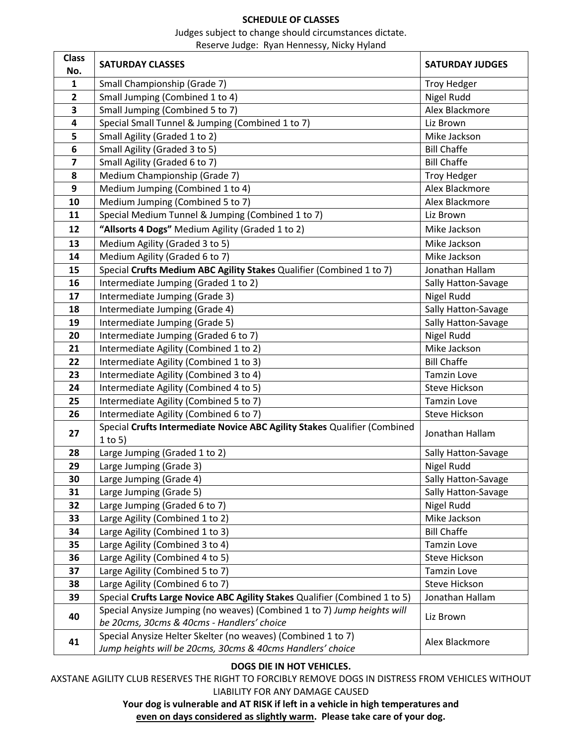**SCHEDULE OF CLASSES**

Judges subject to change should circumstances dictate.

Reserve Judge: Ryan Hennessy, Nicky Hyland

| Class No. | SATURDAY CLASSES | SATURDAY JUDGES |
|---|---|---|
| **1** | Small Championship (Grade 7) | Troy Hedger |
| **2** | Small Jumping (Combined 1 to 4) | Nigel Rudd |
| **3** | Small Jumping (Combined 5 to 7) | Alex Blackmore |
| **4** | Special Small Tunnel & Jumping (Combined 1 to 7) | Liz Brown |
| **5** | Small Agility (Graded 1 to 2) | Mike Jackson |
| **6** | Small Agility (Graded 3 to 5) | Bill Chaffe |
| **7** | Small Agility (Graded 6 to 7) | Bill Chaffe |
| **8** | Medium Championship (Grade 7) | Troy Hedger |
| **9** | Medium Jumping (Combined 1 to 4) | Alex Blackmore |
| **10** | Medium Jumping (Combined 5 to 7) | Alex Blackmore |
| **11** | Special Medium Tunnel & Jumping (Combined 1 to 7) | Liz Brown |
| **12** | **"Allsorts 4 Dogs"** Medium Agility (Graded 1 to 2) | Mike Jackson |
| **13** | Medium Agility (Graded 3 to 5) | Mike Jackson |
| **14** | Medium Agility (Graded 6 to 7) | Mike Jackson |
| **15** | Special **Crufts Medium ABC Agility Stakes** Qualifier (Combined 1 to 7) | Jonathan Hallam |
| **16** | Intermediate Jumping (Graded 1 to 2) | Sally Hatton-Savage |
| **17** | Intermediate Jumping (Grade 3) | Nigel Rudd |
| **18** | Intermediate Jumping (Grade 4) | Sally Hatton-Savage |
| **19** | Intermediate Jumping (Grade 5) | Sally Hatton-Savage |
| **20** | Intermediate Jumping (Graded 6 to 7) | Nigel Rudd |
| **21** | Intermediate Agility (Combined 1 to 2) | Mike Jackson |
| **22** | Intermediate Agility (Combined 1 to 3) | Bill Chaffe |
| **23** | Intermediate Agility (Combined 3 to 4) | Tamzin Love |
| **24** | Intermediate Agility (Combined 4 to 5) | Steve Hickson |
| **25** | Intermediate Agility (Combined 5 to 7) | Tamzin Love |
| **26** | Intermediate Agility (Combined 6 to 7) | Steve Hickson |
| **27** | Special **Crufts Intermediate Novice ABC Agility Stakes** Qualifier (Combined 1 to 5) | Jonathan Hallam |
| **28** | Large Jumping (Graded 1 to 2) | Sally Hatton-Savage |
| **29** | Large Jumping (Grade 3) | Nigel Rudd |
| **30** | Large Jumping (Grade 4) | Sally Hatton-Savage |
| **31** | Large Jumping (Grade 5) | Sally Hatton-Savage |
| **32** | Large Jumping (Graded 6 to 7) | Nigel Rudd |
| **33** | Large Agility (Combined 1 to 2) | Mike Jackson |
| **34** | Large Agility (Combined 1 to 3) | Bill Chaffe |
| **35** | Large Agility (Combined 3 to 4) | Tamzin Love |
| **36** | Large Agility (Combined 4 to 5) | Steve Hickson |
| **37** | Large Agility (Combined 5 to 7) | Tamzin Love |
| **38** | Large Agility (Combined 6 to 7) | Steve Hickson |
| **39** | Special **Crufts Large Novice ABC Agility Stakes** Qualifier (Combined 1 to 5) | Jonathan Hallam |
| **40** | Special Anysize Jumping (no weaves) (Combined 1 to 7) *Jump heights will be 20cms, 30cms & 40cms - Handlers' choice* | Liz Brown |
| **41** | Special Anysize Helter Skelter (no weaves) (Combined 1 to 7) *Jump heights will be 20cms, 30cms & 40cms Handlers' choice* | Alex Blackmore |

**DOGS DIE IN HOT VEHICLES.**

AXSTANE AGILITY CLUB RESERVES THE RIGHT TO FORCIBLY REMOVE DOGS IN DISTRESS FROM VEHICLES WITHOUT LIABILITY FOR ANY DAMAGE CAUSED

**Your dog is vulnerable and AT RISK if left in a vehicle in high temperatures and <u>even on days considered as slightly warm</u>. Please take care of your dog.**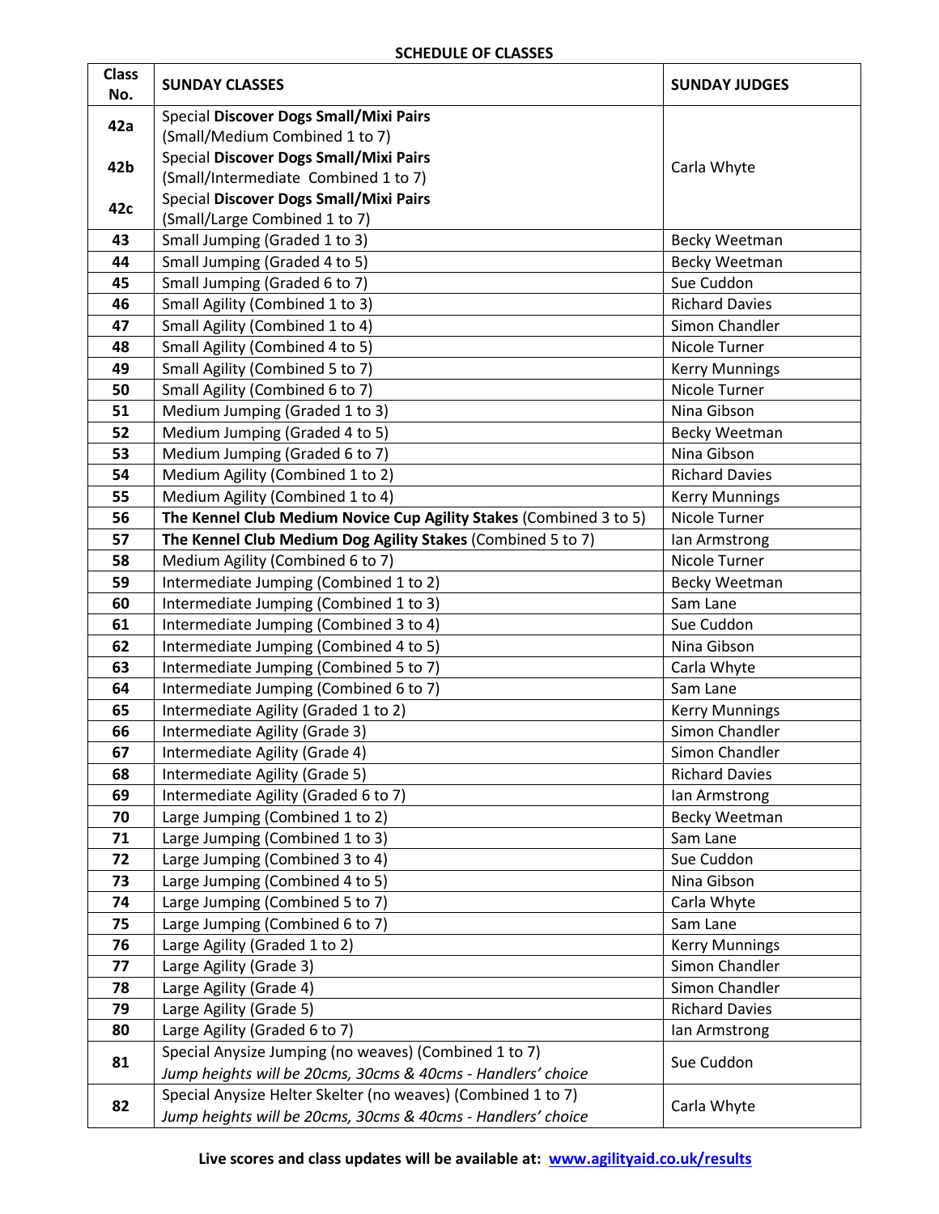**SCHEDULE OF CLASSES**

| Class No. | SUNDAY CLASSES | SUNDAY JUDGES |
|---|---|---|
| 42a | Special **Discover Dogs Small/Mixi Pairs** (Small/Medium Combined 1 to 7) | Carla Whyte |
| 42b | Special **Discover Dogs Small/Mixi Pairs** (Small/Intermediate Combined 1 to 7) | |
| 42c | Special **Discover Dogs Small/Mixi Pairs** (Small/Large Combined 1 to 7) | |
| 43 | Small Jumping (Graded 1 to 3) | Becky Weetman |
| 44 | Small Jumping (Graded 4 to 5) | Becky Weetman |
| 45 | Small Jumping (Graded 6 to 7) | Sue Cuddon |
| 46 | Small Agility (Combined 1 to 3) | Richard Davies |
| 47 | Small Agility (Combined 1 to 4) | Simon Chandler |
| 48 | Small Agility (Combined 4 to 5) | Nicole Turner |
| 49 | Small Agility (Combined 5 to 7) | Kerry Munnings |
| 50 | Small Agility (Combined 6 to 7) | Nicole Turner |
| 51 | Medium Jumping (Graded 1 to 3) | Nina Gibson |
| 52 | Medium Jumping (Graded 4 to 5) | Becky Weetman |
| 53 | Medium Jumping (Graded 6 to 7) | Nina Gibson |
| 54 | Medium Agility (Combined 1 to 2) | Richard Davies |
| 55 | Medium Agility (Combined 1 to 4) | Kerry Munnings |
| 56 | **The Kennel Club Medium Novice Cup Agility Stakes** (Combined 3 to 5) | Nicole Turner |
| 57 | **The Kennel Club Medium Dog Agility Stakes** (Combined 5 to 7) | Ian Armstrong |
| 58 | Medium Agility (Combined 6 to 7) | Nicole Turner |
| 59 | Intermediate Jumping (Combined 1 to 2) | Becky Weetman |
| 60 | Intermediate Jumping (Combined 1 to 3) | Sam Lane |
| 61 | Intermediate Jumping (Combined 3 to 4) | Sue Cuddon |
| 62 | Intermediate Jumping (Combined 4 to 5) | Nina Gibson |
| 63 | Intermediate Jumping (Combined 5 to 7) | Carla Whyte |
| 64 | Intermediate Jumping (Combined 6 to 7) | Sam Lane |
| 65 | Intermediate Agility (Graded 1 to 2) | Kerry Munnings |
| 66 | Intermediate Agility (Grade 3) | Simon Chandler |
| 67 | Intermediate Agility (Grade 4) | Simon Chandler |
| 68 | Intermediate Agility (Grade 5) | Richard Davies |
| 69 | Intermediate Agility (Graded 6 to 7) | Ian Armstrong |
| 70 | Large Jumping (Combined 1 to 2) | Becky Weetman |
| 71 | Large Jumping (Combined 1 to 3) | Sam Lane |
| 72 | Large Jumping (Combined 3 to 4) | Sue Cuddon |
| 73 | Large Jumping (Combined 4 to 5) | Nina Gibson |
| 74 | Large Jumping (Combined 5 to 7) | Carla Whyte |
| 75 | Large Jumping (Combined 6 to 7) | Sam Lane |
| 76 | Large Agility (Graded 1 to 2) | Kerry Munnings |
| 77 | Large Agility (Grade 3) | Simon Chandler |
| 78 | Large Agility (Grade 4) | Simon Chandler |
| 79 | Large Agility (Grade 5) | Richard Davies |
| 80 | Large Agility (Graded 6 to 7) | Ian Armstrong |
| 81 | Special Anysize Jumping (no weaves) (Combined 1 to 7) *Jump heights will be 20cms, 30cms & 40cms - Handlers' choice* | Sue Cuddon |
| 82 | Special Anysize Helter Skelter (no weaves) (Combined 1 to 7) *Jump heights will be 20cms, 30cms & 40cms - Handlers' choice* | Carla Whyte |

**Live scores and class updates will be available at: www.agilityaid.co.uk/results**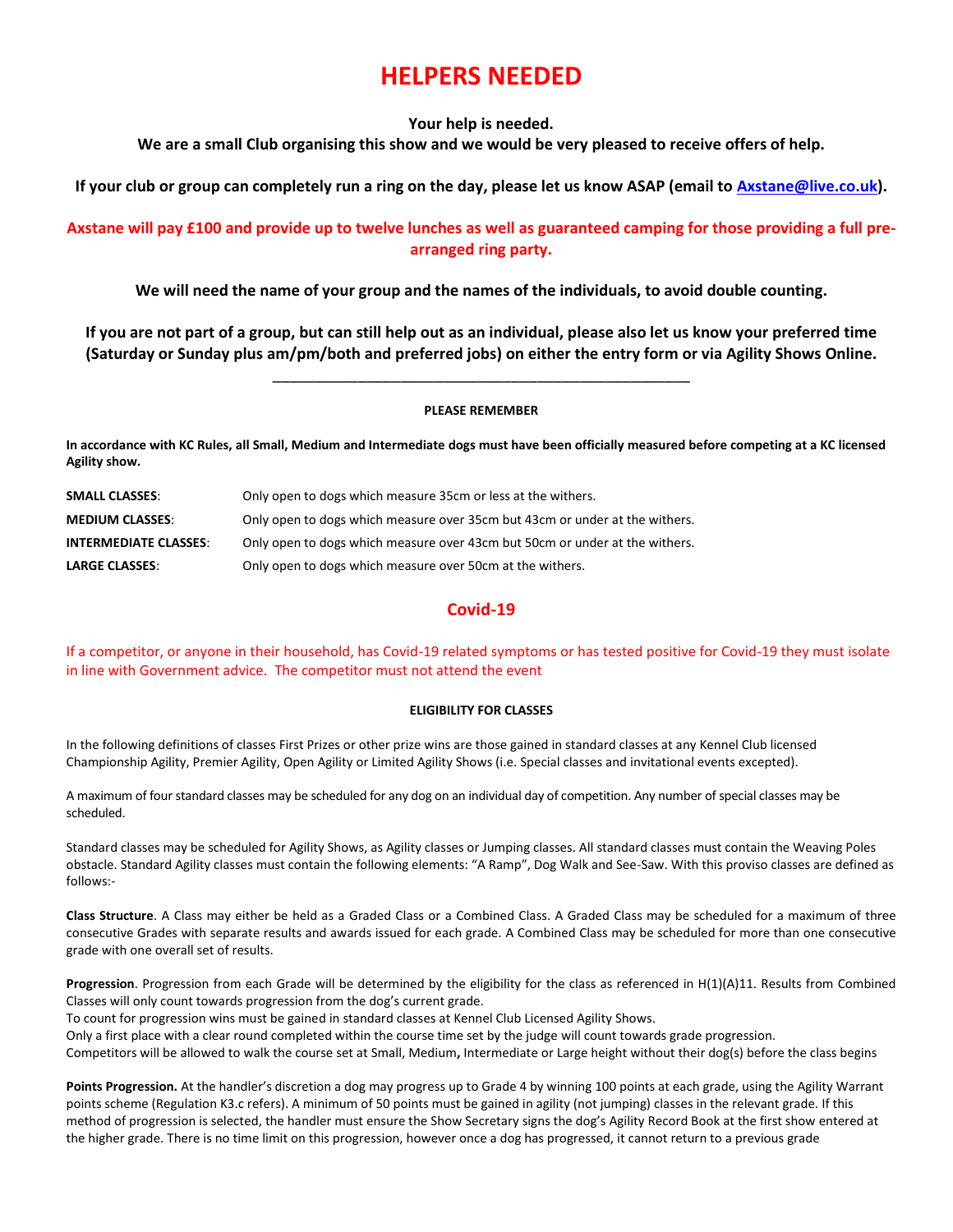# HELPERS NEEDED

**Your help is needed.**

**We are a small Club organising this show and we would be very pleased to receive offers of help.**

**If your club or group can completely run a ring on the day, please let us know ASAP (email to [Axstane@live.co.uk](mailto:Axstane@live.co.uk)).**

**Axstane will pay £100 and provide up to twelve lunches as well as guaranteed camping for those providing a full pre-arranged ring party.**

**We will need the name of your group and the names of the individuals, to avoid double counting.**

**If you are not part of a group, but can still help out as an individual, please also let us know your preferred time (Saturday or Sunday plus am/pm/both and preferred jobs) on either the entry form or via Agility Shows Online.**

---

**PLEASE REMEMBER**

**In accordance with KC Rules, all Small, Medium and Intermediate dogs must have been officially measured before competing at a KC licensed Agility show.**

| | |
|---|---|
| **SMALL CLASSES**: | Only open to dogs which measure 35cm or less at the withers. |
| **MEDIUM CLASSES**: | Only open to dogs which measure over 35cm but 43cm or under at the withers. |
| **INTERMEDIATE CLASSES**: | Only open to dogs which measure over 43cm but 50cm or under at the withers. |
| **LARGE CLASSES**: | Only open to dogs which measure over 50cm at the withers. |

## Covid-19

If a competitor, or anyone in their household, has Covid-19 related symptoms or has tested positive for Covid-19 they must isolate in line with Government advice. The competitor must not attend the event

**ELIGIBILITY FOR CLASSES**

In the following definitions of classes First Prizes or other prize wins are those gained in standard classes at any Kennel Club licensed Championship Agility, Premier Agility, Open Agility or Limited Agility Shows (i.e. Special classes and invitational events excepted).

A maximum of four standard classes may be scheduled for any dog on an individual day of competition. Any number of special classes may be scheduled.

Standard classes may be scheduled for Agility Shows, as Agility classes or Jumping classes. All standard classes must contain the Weaving Poles obstacle. Standard Agility classes must contain the following elements: "A Ramp", Dog Walk and See-Saw. With this proviso classes are defined as follows:-

**Class Structure**. A Class may either be held as a Graded Class or a Combined Class. A Graded Class may be scheduled for a maximum of three consecutive Grades with separate results and awards issued for each grade. A Combined Class may be scheduled for more than one consecutive grade with one overall set of results.

**Progression**. Progression from each Grade will be determined by the eligibility for the class as referenced in H(1)(A)11. Results from Combined Classes will only count towards progression from the dog's current grade.
To count for progression wins must be gained in standard classes at Kennel Club Licensed Agility Shows.
Only a first place with a clear round completed within the course time set by the judge will count towards grade progression.
Competitors will be allowed to walk the course set at Small, Medium**,** Intermediate or Large height without their dog(s) before the class begins

**Points Progression.** At the handler's discretion a dog may progress up to Grade 4 by winning 100 points at each grade, using the Agility Warrant points scheme (Regulation K3.c refers). A minimum of 50 points must be gained in agility (not jumping) classes in the relevant grade. If this method of progression is selected, the handler must ensure the Show Secretary signs the dog's Agility Record Book at the first show entered at the higher grade. There is no time limit on this progression, however once a dog has progressed, it cannot return to a previous grade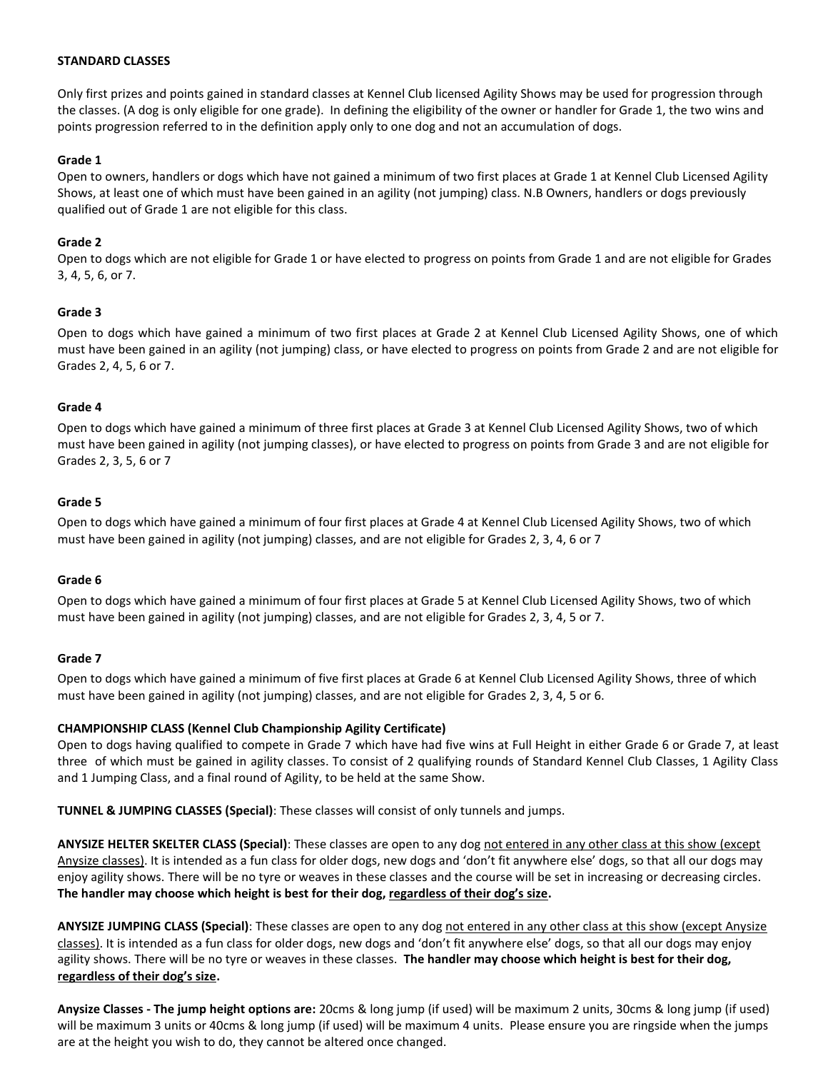**STANDARD CLASSES**

Only first prizes and points gained in standard classes at Kennel Club licensed Agility Shows may be used for progression through the classes. (A dog is only eligible for one grade). In defining the eligibility of the owner or handler for Grade 1, the two wins and points progression referred to in the definition apply only to one dog and not an accumulation of dogs.

**Grade 1**
Open to owners, handlers or dogs which have not gained a minimum of two first places at Grade 1 at Kennel Club Licensed Agility Shows, at least one of which must have been gained in an agility (not jumping) class. N.B Owners, handlers or dogs previously qualified out of Grade 1 are not eligible for this class.

**Grade 2**
Open to dogs which are not eligible for Grade 1 or have elected to progress on points from Grade 1 and are not eligible for Grades 3, 4, 5, 6, or 7.

**Grade 3**

Open to dogs which have gained a minimum of two first places at Grade 2 at Kennel Club Licensed Agility Shows, one of which must have been gained in an agility (not jumping) class, or have elected to progress on points from Grade 2 and are not eligible for Grades 2, 4, 5, 6 or 7.

**Grade 4**

Open to dogs which have gained a minimum of three first places at Grade 3 at Kennel Club Licensed Agility Shows, two of which must have been gained in agility (not jumping classes), or have elected to progress on points from Grade 3 and are not eligible for Grades 2, 3, 5, 6 or 7

**Grade 5**

Open to dogs which have gained a minimum of four first places at Grade 4 at Kennel Club Licensed Agility Shows, two of which must have been gained in agility (not jumping) classes, and are not eligible for Grades 2, 3, 4, 6 or 7

**Grade 6**

Open to dogs which have gained a minimum of four first places at Grade 5 at Kennel Club Licensed Agility Shows, two of which must have been gained in agility (not jumping) classes, and are not eligible for Grades 2, 3, 4, 5 or 7.

**Grade 7**

Open to dogs which have gained a minimum of five first places at Grade 6 at Kennel Club Licensed Agility Shows, three of which must have been gained in agility (not jumping) classes, and are not eligible for Grades 2, 3, 4, 5 or 6.

**CHAMPIONSHIP CLASS (Kennel Club Championship Agility Certificate)**
Open to dogs having qualified to compete in Grade 7 which have had five wins at Full Height in either Grade 6 or Grade 7, at least three of which must be gained in agility classes. To consist of 2 qualifying rounds of Standard Kennel Club Classes, 1 Agility Class and 1 Jumping Class, and a final round of Agility, to be held at the same Show.

**TUNNEL & JUMPING CLASSES (Special)**: These classes will consist of only tunnels and jumps.

**ANYSIZE HELTER SKELTER CLASS (Special)**: These classes are open to any dog <u>not entered in any other class at this show (except Anysize classes)</u>. It is intended as a fun class for older dogs, new dogs and 'don't fit anywhere else' dogs, so that all our dogs may enjoy agility shows. There will be no tyre or weaves in these classes and the course will be set in increasing or decreasing circles. **The handler may choose which height is best for their dog, <u>regardless of their dog's size</u>.**

**ANYSIZE JUMPING CLASS (Special)**: These classes are open to any dog <u>not entered in any other class at this show (except Anysize classes)</u>. It is intended as a fun class for older dogs, new dogs and 'don't fit anywhere else' dogs, so that all our dogs may enjoy agility shows. There will be no tyre or weaves in these classes. **The handler may choose which height is best for their dog, <u>regardless of their dog's size</u>.**

**Anysize Classes - The jump height options are:** 20cms & long jump (if used) will be maximum 2 units, 30cms & long jump (if used) will be maximum 3 units or 40cms & long jump (if used) will be maximum 4 units. Please ensure you are ringside when the jumps are at the height you wish to do, they cannot be altered once changed.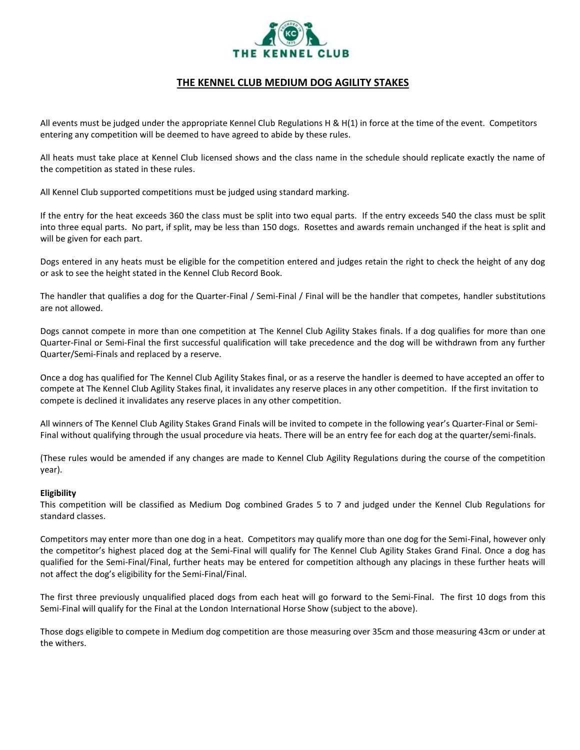# THE KENNEL CLUB MEDIUM DOG AGILITY STAKES

All events must be judged under the appropriate Kennel Club Regulations H & H(1) in force at the time of the event. Competitors entering any competition will be deemed to have agreed to abide by these rules.

All heats must take place at Kennel Club licensed shows and the class name in the schedule should replicate exactly the name of the competition as stated in these rules.

All Kennel Club supported competitions must be judged using standard marking.

If the entry for the heat exceeds 360 the class must be split into two equal parts. If the entry exceeds 540 the class must be split into three equal parts. No part, if split, may be less than 150 dogs. Rosettes and awards remain unchanged if the heat is split and will be given for each part.

Dogs entered in any heats must be eligible for the competition entered and judges retain the right to check the height of any dog or ask to see the height stated in the Kennel Club Record Book.

The handler that qualifies a dog for the Quarter-Final / Semi-Final / Final will be the handler that competes, handler substitutions are not allowed.

Dogs cannot compete in more than one competition at The Kennel Club Agility Stakes finals. If a dog qualifies for more than one Quarter-Final or Semi-Final the first successful qualification will take precedence and the dog will be withdrawn from any further Quarter/Semi-Finals and replaced by a reserve.

Once a dog has qualified for The Kennel Club Agility Stakes final, or as a reserve the handler is deemed to have accepted an offer to compete at The Kennel Club Agility Stakes final, it invalidates any reserve places in any other competition. If the first invitation to compete is declined it invalidates any reserve places in any other competition.

All winners of The Kennel Club Agility Stakes Grand Finals will be invited to compete in the following year's Quarter-Final or Semi-Final without qualifying through the usual procedure via heats. There will be an entry fee for each dog at the quarter/semi-finals.

(These rules would be amended if any changes are made to Kennel Club Agility Regulations during the course of the competition year).

**Eligibility**

This competition will be classified as Medium Dog combined Grades 5 to 7 and judged under the Kennel Club Regulations for standard classes.

Competitors may enter more than one dog in a heat. Competitors may qualify more than one dog for the Semi-Final, however only the competitor's highest placed dog at the Semi-Final will qualify for The Kennel Club Agility Stakes Grand Final. Once a dog has qualified for the Semi-Final/Final, further heats may be entered for competition although any placings in these further heats will not affect the dog's eligibility for the Semi-Final/Final.

The first three previously unqualified placed dogs from each heat will go forward to the Semi-Final. The first 10 dogs from this Semi-Final will qualify for the Final at the London International Horse Show (subject to the above).

Those dogs eligible to compete in Medium dog competition are those measuring over 35cm and those measuring 43cm or under at the withers.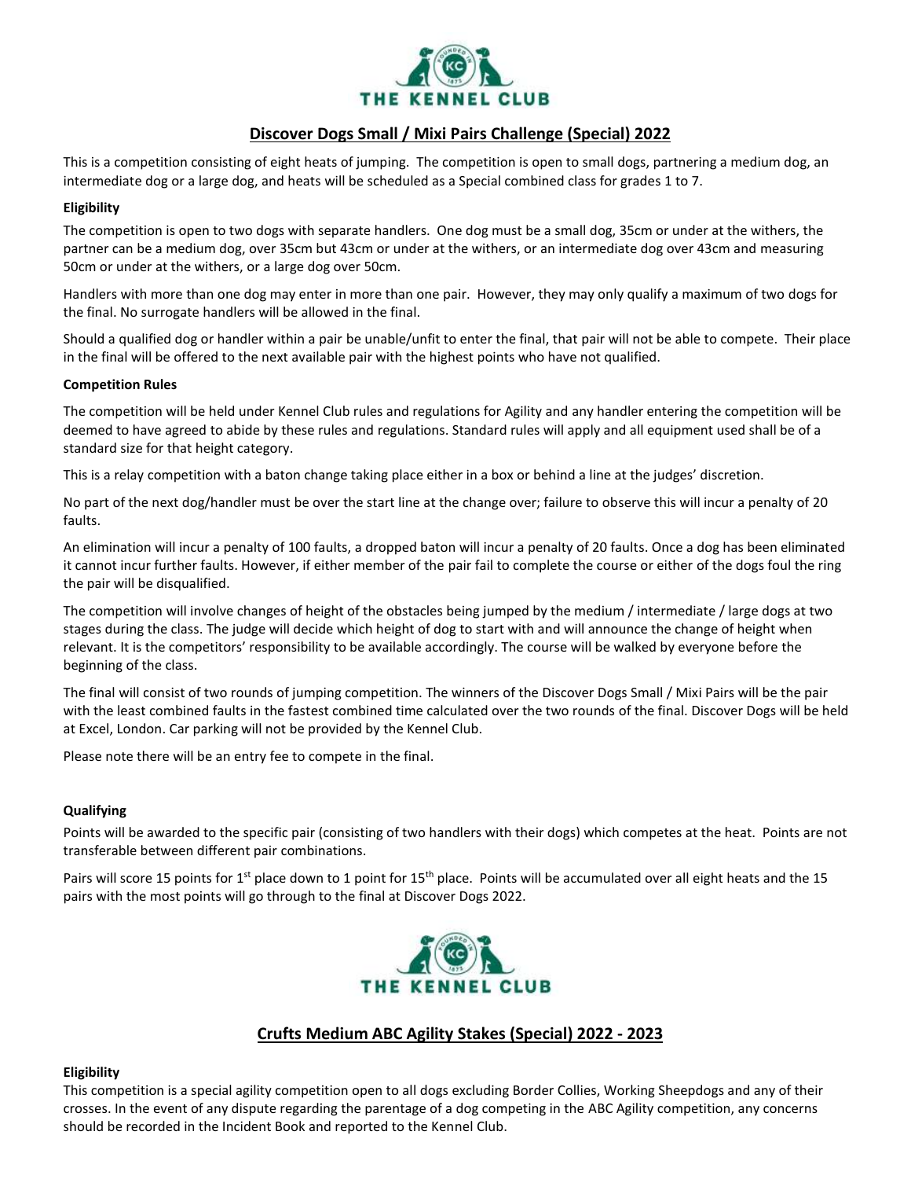THE KENNEL CLUB

## Discover Dogs Small / Mixi Pairs Challenge (Special) 2022

This is a competition consisting of eight heats of jumping. The competition is open to small dogs, partnering a medium dog, an intermediate dog or a large dog, and heats will be scheduled as a Special combined class for grades 1 to 7.

**Eligibility**

The competition is open to two dogs with separate handlers. One dog must be a small dog, 35cm or under at the withers, the partner can be a medium dog, over 35cm but 43cm or under at the withers, or an intermediate dog over 43cm and measuring 50cm or under at the withers, or a large dog over 50cm.

Handlers with more than one dog may enter in more than one pair. However, they may only qualify a maximum of two dogs for the final. No surrogate handlers will be allowed in the final.

Should a qualified dog or handler within a pair be unable/unfit to enter the final, that pair will not be able to compete. Their place in the final will be offered to the next available pair with the highest points who have not qualified.

**Competition Rules**

The competition will be held under Kennel Club rules and regulations for Agility and any handler entering the competition will be deemed to have agreed to abide by these rules and regulations. Standard rules will apply and all equipment used shall be of a standard size for that height category.

This is a relay competition with a baton change taking place either in a box or behind a line at the judges' discretion.

No part of the next dog/handler must be over the start line at the change over; failure to observe this will incur a penalty of 20 faults.

An elimination will incur a penalty of 100 faults, a dropped baton will incur a penalty of 20 faults. Once a dog has been eliminated it cannot incur further faults. However, if either member of the pair fail to complete the course or either of the dogs foul the ring the pair will be disqualified.

The competition will involve changes of height of the obstacles being jumped by the medium / intermediate / large dogs at two stages during the class. The judge will decide which height of dog to start with and will announce the change of height when relevant. It is the competitors' responsibility to be available accordingly. The course will be walked by everyone before the beginning of the class.

The final will consist of two rounds of jumping competition. The winners of the Discover Dogs Small / Mixi Pairs will be the pair with the least combined faults in the fastest combined time calculated over the two rounds of the final. Discover Dogs will be held at Excel, London. Car parking will not be provided by the Kennel Club.

Please note there will be an entry fee to compete in the final.

**Qualifying**

Points will be awarded to the specific pair (consisting of two handlers with their dogs) which competes at the heat. Points are not transferable between different pair combinations.

Pairs will score 15 points for 1st place down to 1 point for 15th place. Points will be accumulated over all eight heats and the 15 pairs with the most points will go through to the final at Discover Dogs 2022.

THE KENNEL CLUB

## Crufts Medium ABC Agility Stakes (Special) 2022 - 2023

**Eligibility**

This competition is a special agility competition open to all dogs excluding Border Collies, Working Sheepdogs and any of their crosses. In the event of any dispute regarding the parentage of a dog competing in the ABC Agility competition, any concerns should be recorded in the Incident Book and reported to the Kennel Club.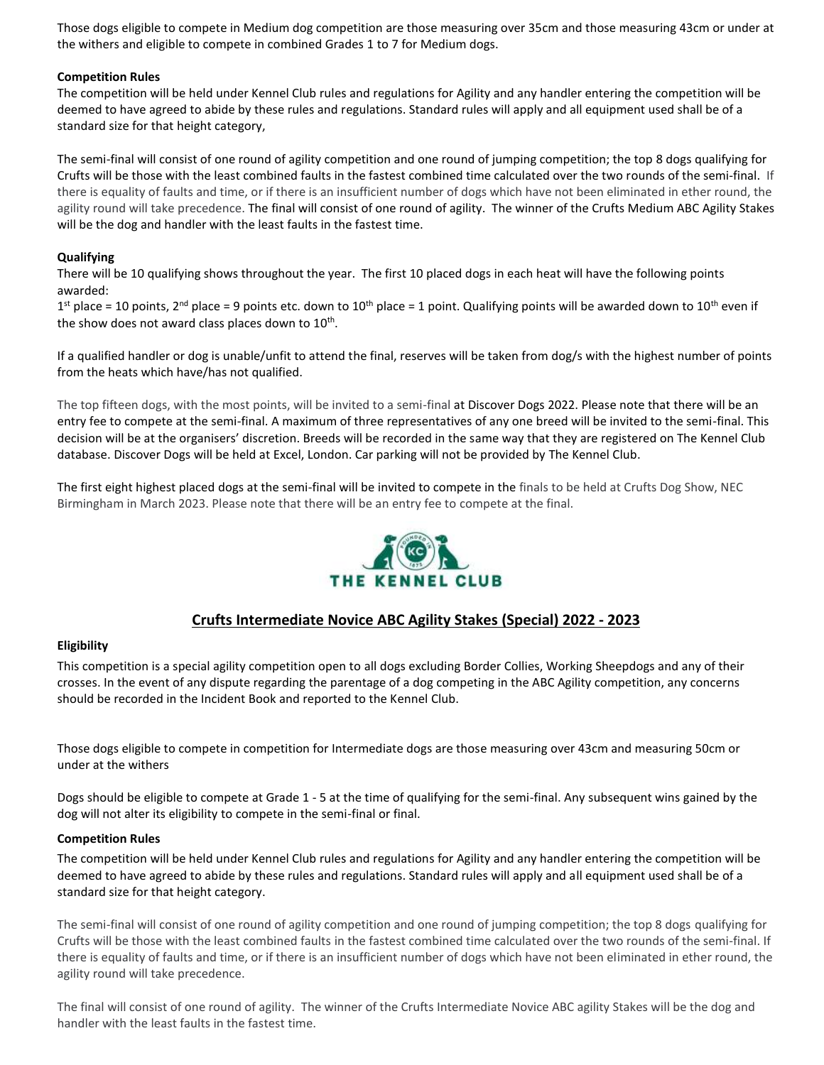Those dogs eligible to compete in Medium dog competition are those measuring over 35cm and those measuring 43cm or under at the withers and eligible to compete in combined Grades 1 to 7 for Medium dogs.

**Competition Rules**

The competition will be held under Kennel Club rules and regulations for Agility and any handler entering the competition will be deemed to have agreed to abide by these rules and regulations. Standard rules will apply and all equipment used shall be of a standard size for that height category,

The semi-final will consist of one round of agility competition and one round of jumping competition; the top 8 dogs qualifying for Crufts will be those with the least combined faults in the fastest combined time calculated over the two rounds of the semi-final. If there is equality of faults and time, or if there is an insufficient number of dogs which have not been eliminated in ether round, the agility round will take precedence. The final will consist of one round of agility. The winner of the Crufts Medium ABC Agility Stakes will be the dog and handler with the least faults in the fastest time.

**Qualifying**

There will be 10 qualifying shows throughout the year. The first 10 placed dogs in each heat will have the following points awarded:

1st place = 10 points, 2nd place = 9 points etc. down to 10th place = 1 point. Qualifying points will be awarded down to 10th even if the show does not award class places down to 10th.

If a qualified handler or dog is unable/unfit to attend the final, reserves will be taken from dog/s with the highest number of points from the heats which have/has not qualified.

The top fifteen dogs, with the most points, will be invited to a semi-final at Discover Dogs 2022. Please note that there will be an entry fee to compete at the semi-final. A maximum of three representatives of any one breed will be invited to the semi-final. This decision will be at the organisers' discretion. Breeds will be recorded in the same way that they are registered on The Kennel Club database. Discover Dogs will be held at Excel, London. Car parking will not be provided by The Kennel Club.

The first eight highest placed dogs at the semi-final will be invited to compete in the finals to be held at Crufts Dog Show, NEC Birmingham in March 2023. Please note that there will be an entry fee to compete at the final.

THE KENNEL CLUB

## Crufts Intermediate Novice ABC Agility Stakes (Special) 2022 - 2023

**Eligibility**

This competition is a special agility competition open to all dogs excluding Border Collies, Working Sheepdogs and any of their crosses. In the event of any dispute regarding the parentage of a dog competing in the ABC Agility competition, any concerns should be recorded in the Incident Book and reported to the Kennel Club.

Those dogs eligible to compete in competition for Intermediate dogs are those measuring over 43cm and measuring 50cm or under at the withers

Dogs should be eligible to compete at Grade 1 - 5 at the time of qualifying for the semi-final. Any subsequent wins gained by the dog will not alter its eligibility to compete in the semi-final or final.

**Competition Rules**

The competition will be held under Kennel Club rules and regulations for Agility and any handler entering the competition will be deemed to have agreed to abide by these rules and regulations. Standard rules will apply and all equipment used shall be of a standard size for that height category.

The semi-final will consist of one round of agility competition and one round of jumping competition; the top 8 dogs qualifying for Crufts will be those with the least combined faults in the fastest combined time calculated over the two rounds of the semi-final. If there is equality of faults and time, or if there is an insufficient number of dogs which have not been eliminated in ether round, the agility round will take precedence.

The final will consist of one round of agility. The winner of the Crufts Intermediate Novice ABC agility Stakes will be the dog and handler with the least faults in the fastest time.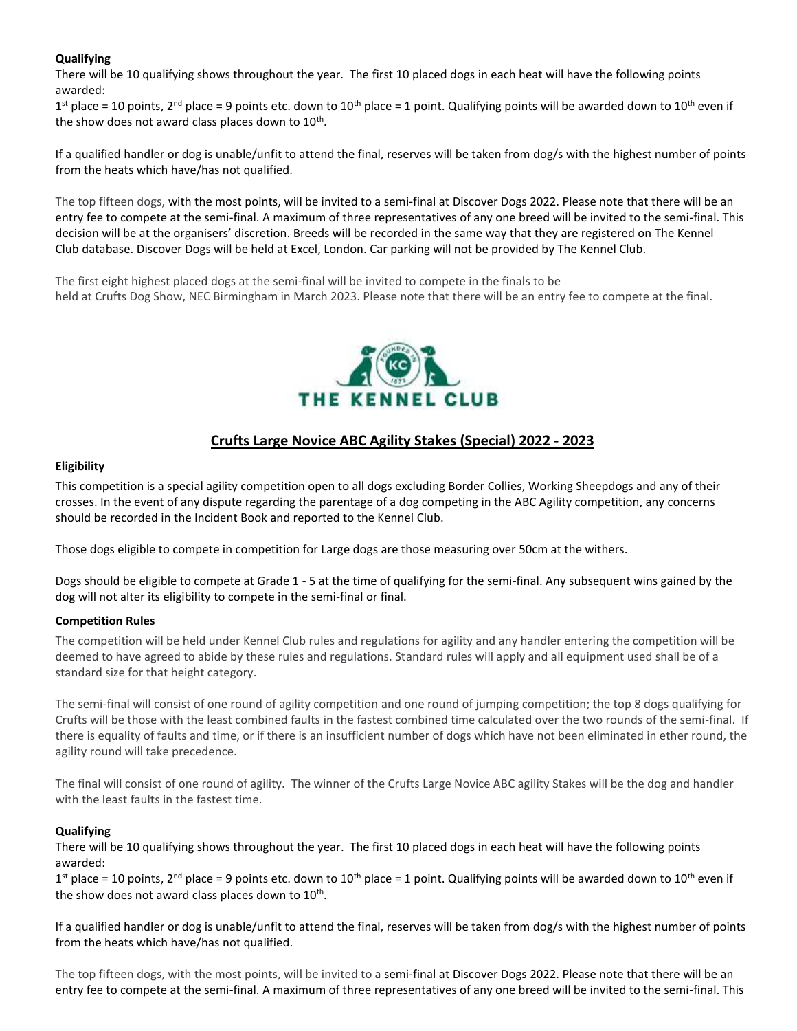**Qualifying**

There will be 10 qualifying shows throughout the year. The first 10 placed dogs in each heat will have the following points awarded:

1st place = 10 points, 2nd place = 9 points etc. down to 10th place = 1 point. Qualifying points will be awarded down to 10th even if the show does not award class places down to 10th.

If a qualified handler or dog is unable/unfit to attend the final, reserves will be taken from dog/s with the highest number of points from the heats which have/has not qualified.

The top fifteen dogs, with the most points, will be invited to a semi-final at Discover Dogs 2022. Please note that there will be an entry fee to compete at the semi-final. A maximum of three representatives of any one breed will be invited to the semi-final. This decision will be at the organisers' discretion. Breeds will be recorded in the same way that they are registered on The Kennel Club database. Discover Dogs will be held at Excel, London. Car parking will not be provided by The Kennel Club.

The first eight highest placed dogs at the semi-final will be invited to compete in the finals to be held at Crufts Dog Show, NEC Birmingham in March 2023. Please note that there will be an entry fee to compete at the final.

THE KENNEL CLUB

## Crufts Large Novice ABC Agility Stakes (Special) 2022 - 2023

**Eligibility**

This competition is a special agility competition open to all dogs excluding Border Collies, Working Sheepdogs and any of their crosses. In the event of any dispute regarding the parentage of a dog competing in the ABC Agility competition, any concerns should be recorded in the Incident Book and reported to the Kennel Club.

Those dogs eligible to compete in competition for Large dogs are those measuring over 50cm at the withers.

Dogs should be eligible to compete at Grade 1 - 5 at the time of qualifying for the semi-final. Any subsequent wins gained by the dog will not alter its eligibility to compete in the semi-final or final.

**Competition Rules**

The competition will be held under Kennel Club rules and regulations for agility and any handler entering the competition will be deemed to have agreed to abide by these rules and regulations. Standard rules will apply and all equipment used shall be of a standard size for that height category.

The semi-final will consist of one round of agility competition and one round of jumping competition; the top 8 dogs qualifying for Crufts will be those with the least combined faults in the fastest combined time calculated over the two rounds of the semi-final. If there is equality of faults and time, or if there is an insufficient number of dogs which have not been eliminated in ether round, the agility round will take precedence.

The final will consist of one round of agility. The winner of the Crufts Large Novice ABC agility Stakes will be the dog and handler with the least faults in the fastest time.

**Qualifying**

There will be 10 qualifying shows throughout the year. The first 10 placed dogs in each heat will have the following points awarded:

1st place = 10 points, 2nd place = 9 points etc. down to 10th place = 1 point. Qualifying points will be awarded down to 10th even if the show does not award class places down to 10th.

If a qualified handler or dog is unable/unfit to attend the final, reserves will be taken from dog/s with the highest number of points from the heats which have/has not qualified.

The top fifteen dogs, with the most points, will be invited to a semi-final at Discover Dogs 2022. Please note that there will be an entry fee to compete at the semi-final. A maximum of three representatives of any one breed will be invited to the semi-final. This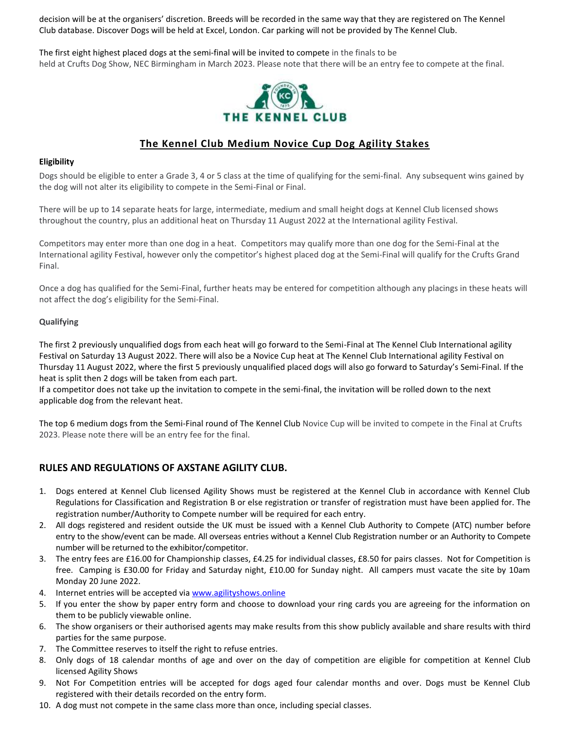decision will be at the organisers' discretion. Breeds will be recorded in the same way that they are registered on The Kennel Club database. Discover Dogs will be held at Excel, London. Car parking will not be provided by The Kennel Club.

The first eight highest placed dogs at the semi-final will be invited to compete in the finals to be held at Crufts Dog Show, NEC Birmingham in March 2023. Please note that there will be an entry fee to compete at the final.

## The Kennel Club Medium Novice Cup Dog Agility Stakes

**Eligibility**

Dogs should be eligible to enter a Grade 3, 4 or 5 class at the time of qualifying for the semi-final. Any subsequent wins gained by the dog will not alter its eligibility to compete in the Semi-Final or Final.

There will be up to 14 separate heats for large, intermediate, medium and small height dogs at Kennel Club licensed shows throughout the country, plus an additional heat on Thursday 11 August 2022 at the International agility Festival.

Competitors may enter more than one dog in a heat. Competitors may qualify more than one dog for the Semi-Final at the International agility Festival, however only the competitor's highest placed dog at the Semi-Final will qualify for the Crufts Grand Final.

Once a dog has qualified for the Semi-Final, further heats may be entered for competition although any placings in these heats will not affect the dog's eligibility for the Semi-Final.

**Qualifying**

The first 2 previously unqualified dogs from each heat will go forward to the Semi-Final at The Kennel Club International agility Festival on Saturday 13 August 2022. There will also be a Novice Cup heat at The Kennel Club International agility Festival on Thursday 11 August 2022, where the first 5 previously unqualified placed dogs will also go forward to Saturday's Semi-Final. If the heat is split then 2 dogs will be taken from each part.
If a competitor does not take up the invitation to compete in the semi-final, the invitation will be rolled down to the next applicable dog from the relevant heat.

The top 6 medium dogs from the Semi-Final round of The Kennel Club Novice Cup will be invited to compete in the Final at Crufts 2023. Please note there will be an entry fee for the final.

## RULES AND REGULATIONS OF AXSTANE AGILITY CLUB.

1. Dogs entered at Kennel Club licensed Agility Shows must be registered at the Kennel Club in accordance with Kennel Club Regulations for Classification and Registration B or else registration or transfer of registration must have been applied for. The registration number/Authority to Compete number will be required for each entry.
2. All dogs registered and resident outside the UK must be issued with a Kennel Club Authority to Compete (ATC) number before entry to the show/event can be made. All overseas entries without a Kennel Club Registration number or an Authority to Compete number will be returned to the exhibitor/competitor.
3. The entry fees are £16.00 for Championship classes, £4.25 for individual classes, £8.50 for pairs classes. Not for Competition is free. Camping is £30.00 for Friday and Saturday night, £10.00 for Sunday night. All campers must vacate the site by 10am Monday 20 June 2022.
4. Internet entries will be accepted via www.agilityshows.online
5. If you enter the show by paper entry form and choose to download your ring cards you are agreeing for the information on them to be publicly viewable online.
6. The show organisers or their authorised agents may make results from this show publicly available and share results with third parties for the same purpose.
7. The Committee reserves to itself the right to refuse entries.
8. Only dogs of 18 calendar months of age and over on the day of competition are eligible for competition at Kennel Club licensed Agility Shows
9. Not For Competition entries will be accepted for dogs aged four calendar months and over. Dogs must be Kennel Club registered with their details recorded on the entry form.
10. A dog must not compete in the same class more than once, including special classes.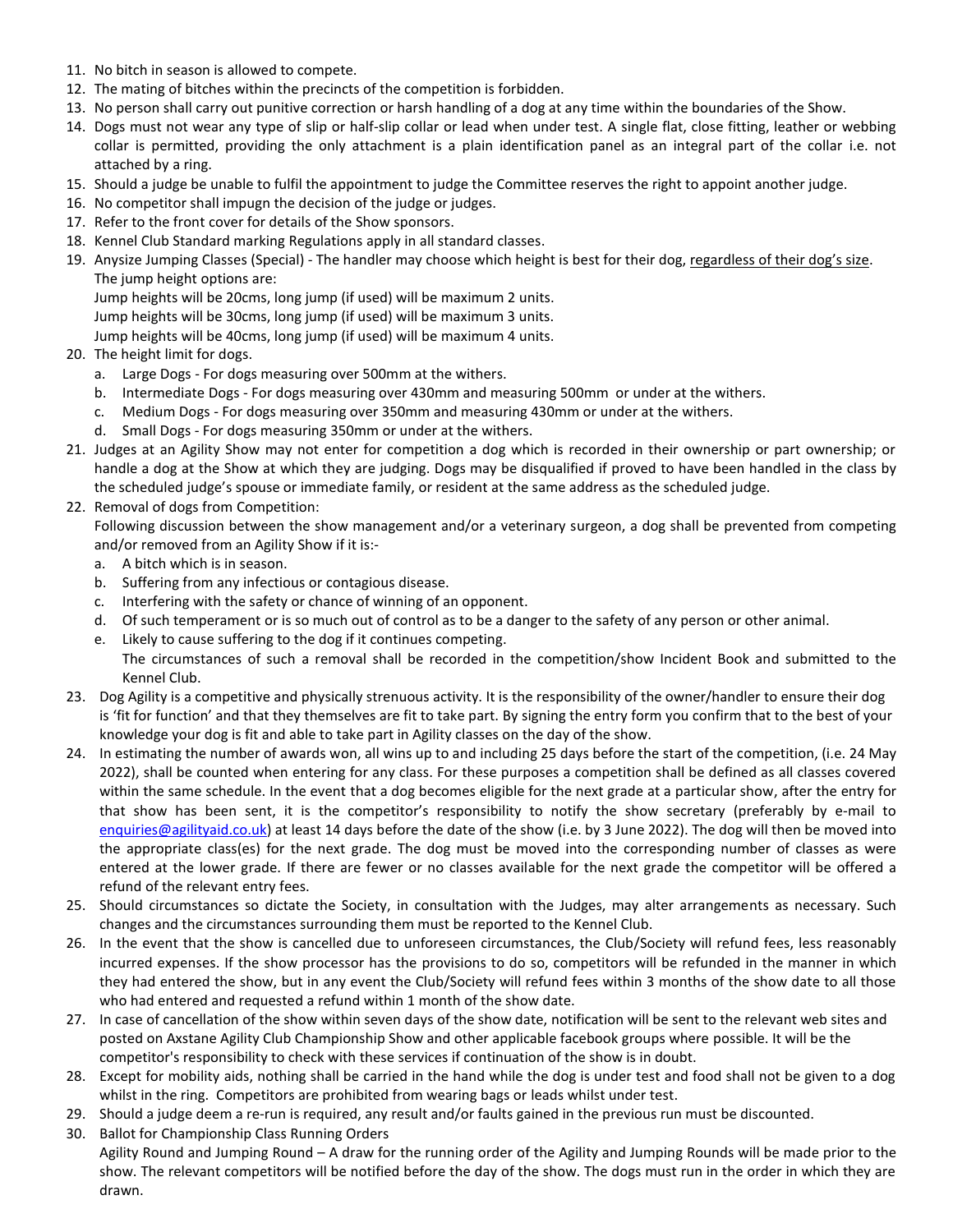11. No bitch in season is allowed to compete.
12. The mating of bitches within the precincts of the competition is forbidden.
13. No person shall carry out punitive correction or harsh handling of a dog at any time within the boundaries of the Show.
14. Dogs must not wear any type of slip or half-slip collar or lead when under test. A single flat, close fitting, leather or webbing collar is permitted, providing the only attachment is a plain identification panel as an integral part of the collar i.e. not attached by a ring.
15. Should a judge be unable to fulfil the appointment to judge the Committee reserves the right to appoint another judge.
16. No competitor shall impugn the decision of the judge or judges.
17. Refer to the front cover for details of the Show sponsors.
18. Kennel Club Standard marking Regulations apply in all standard classes.
19. Anysize Jumping Classes (Special) - The handler may choose which height is best for their dog, <u>regardless of their dog's size</u>. The jump height options are:
    Jump heights will be 20cms, long jump (if used) will be maximum 2 units.
    Jump heights will be 30cms, long jump (if used) will be maximum 3 units.
    Jump heights will be 40cms, long jump (if used) will be maximum 4 units.
20. The height limit for dogs.
    a. Large Dogs - For dogs measuring over 500mm at the withers.
    b. Intermediate Dogs - For dogs measuring over 430mm and measuring 500mm or under at the withers.
    c. Medium Dogs - For dogs measuring over 350mm and measuring 430mm or under at the withers.
    d. Small Dogs - For dogs measuring 350mm or under at the withers.
21. Judges at an Agility Show may not enter for competition a dog which is recorded in their ownership or part ownership; or handle a dog at the Show at which they are judging. Dogs may be disqualified if proved to have been handled in the class by the scheduled judge's spouse or immediate family, or resident at the same address as the scheduled judge.
22. Removal of dogs from Competition:
    Following discussion between the show management and/or a veterinary surgeon, a dog shall be prevented from competing and/or removed from an Agility Show if it is:-
    a. A bitch which is in season.
    b. Suffering from any infectious or contagious disease.
    c. Interfering with the safety or chance of winning of an opponent.
    d. Of such temperament or is so much out of control as to be a danger to the safety of any person or other animal.
    e. Likely to cause suffering to the dog if it continues competing.
    The circumstances of such a removal shall be recorded in the competition/show Incident Book and submitted to the Kennel Club.
23. Dog Agility is a competitive and physically strenuous activity. It is the responsibility of the owner/handler to ensure their dog is 'fit for function' and that they themselves are fit to take part. By signing the entry form you confirm that to the best of your knowledge your dog is fit and able to take part in Agility classes on the day of the show.
24. In estimating the number of awards won, all wins up to and including 25 days before the start of the competition, (i.e. 24 May 2022), shall be counted when entering for any class. For these purposes a competition shall be defined as all classes covered within the same schedule. In the event that a dog becomes eligible for the next grade at a particular show, after the entry for that show has been sent, it is the competitor's responsibility to notify the show secretary (preferably by e-mail to enquiries@agilityaid.co.uk) at least 14 days before the date of the show (i.e. by 3 June 2022). The dog will then be moved into the appropriate class(es) for the next grade. The dog must be moved into the corresponding number of classes as were entered at the lower grade. If there are fewer or no classes available for the next grade the competitor will be offered a refund of the relevant entry fees.
25. Should circumstances so dictate the Society, in consultation with the Judges, may alter arrangements as necessary. Such changes and the circumstances surrounding them must be reported to the Kennel Club.
26. In the event that the show is cancelled due to unforeseen circumstances, the Club/Society will refund fees, less reasonably incurred expenses. If the show processor has the provisions to do so, competitors will be refunded in the manner in which they had entered the show, but in any event the Club/Society will refund fees within 3 months of the show date to all those who had entered and requested a refund within 1 month of the show date.
27. In case of cancellation of the show within seven days of the show date, notification will be sent to the relevant web sites and posted on Axstane Agility Club Championship Show and other applicable facebook groups where possible. It will be the competitor's responsibility to check with these services if continuation of the show is in doubt.
28. Except for mobility aids, nothing shall be carried in the hand while the dog is under test and food shall not be given to a dog whilst in the ring. Competitors are prohibited from wearing bags or leads whilst under test.
29. Should a judge deem a re-run is required, any result and/or faults gained in the previous run must be discounted.
30. Ballot for Championship Class Running Orders
    Agility Round and Jumping Round – A draw for the running order of the Agility and Jumping Rounds will be made prior to the show. The relevant competitors will be notified before the day of the show. The dogs must run in the order in which they are drawn.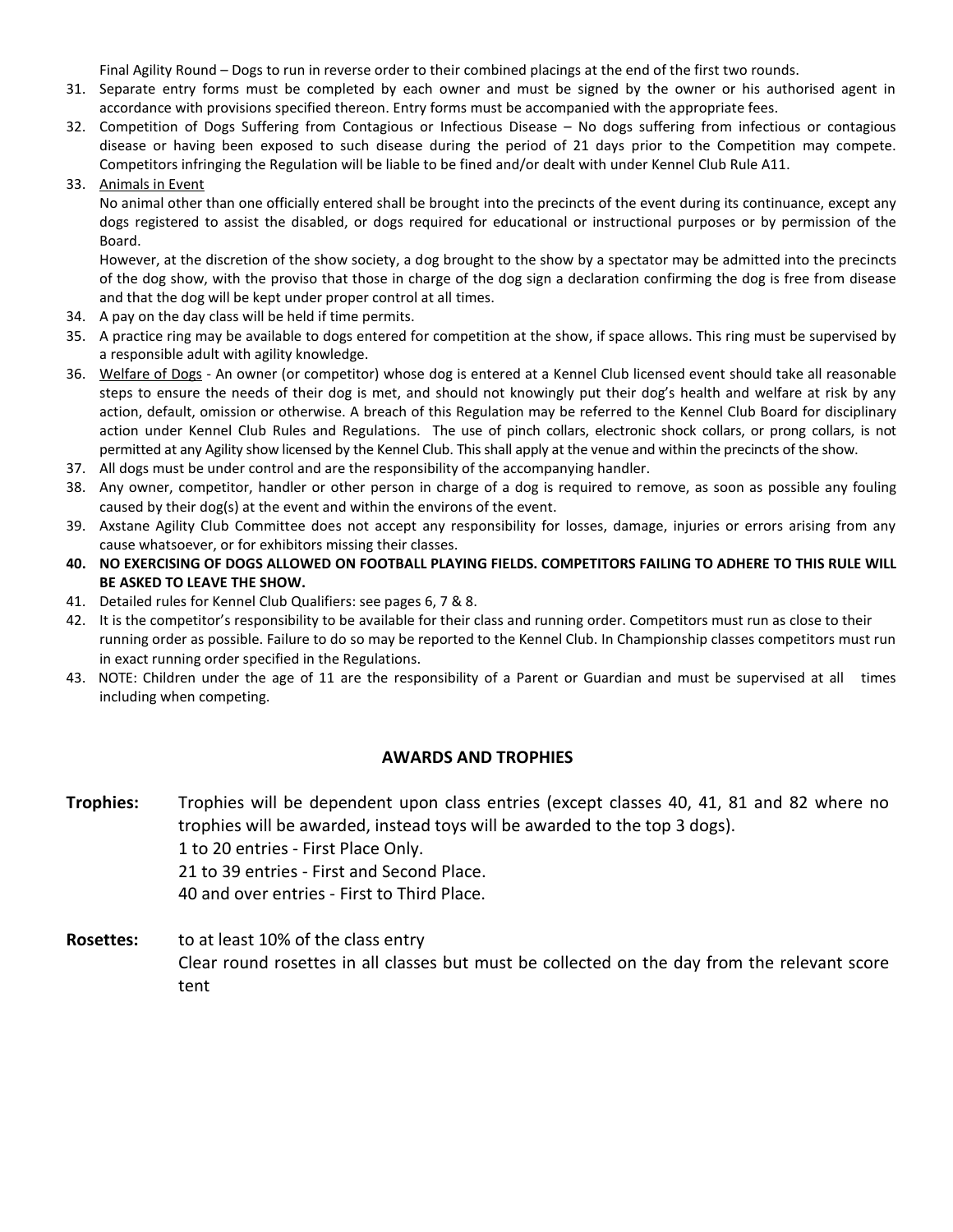Final Agility Round – Dogs to run in reverse order to their combined placings at the end of the first two rounds.

31. Separate entry forms must be completed by each owner and must be signed by the owner or his authorised agent in accordance with provisions specified thereon. Entry forms must be accompanied with the appropriate fees.
32. Competition of Dogs Suffering from Contagious or Infectious Disease – No dogs suffering from infectious or contagious disease or having been exposed to such disease during the period of 21 days prior to the Competition may compete. Competitors infringing the Regulation will be liable to be fined and/or dealt with under Kennel Club Rule A11.
33. Animals in Event
    No animal other than one officially entered shall be brought into the precincts of the event during its continuance, except any dogs registered to assist the disabled, or dogs required for educational or instructional purposes or by permission of the Board.
    However, at the discretion of the show society, a dog brought to the show by a spectator may be admitted into the precincts of the dog show, with the proviso that those in charge of the dog sign a declaration confirming the dog is free from disease and that the dog will be kept under proper control at all times.
34. A pay on the day class will be held if time permits.
35. A practice ring may be available to dogs entered for competition at the show, if space allows. This ring must be supervised by a responsible adult with agility knowledge.
36. Welfare of Dogs - An owner (or competitor) whose dog is entered at a Kennel Club licensed event should take all reasonable steps to ensure the needs of their dog is met, and should not knowingly put their dog's health and welfare at risk by any action, default, omission or otherwise. A breach of this Regulation may be referred to the Kennel Club Board for disciplinary action under Kennel Club Rules and Regulations. The use of pinch collars, electronic shock collars, or prong collars, is not permitted at any Agility show licensed by the Kennel Club. This shall apply at the venue and within the precincts of the show.
37. All dogs must be under control and are the responsibility of the accompanying handler.
38. Any owner, competitor, handler or other person in charge of a dog is required to remove, as soon as possible any fouling caused by their dog(s) at the event and within the environs of the event.
39. Axstane Agility Club Committee does not accept any responsibility for losses, damage, injuries or errors arising from any cause whatsoever, or for exhibitors missing their classes.
40. **NO EXERCISING OF DOGS ALLOWED ON FOOTBALL PLAYING FIELDS. COMPETITORS FAILING TO ADHERE TO THIS RULE WILL BE ASKED TO LEAVE THE SHOW.**
41. Detailed rules for Kennel Club Qualifiers: see pages 6, 7 & 8.
42. It is the competitor's responsibility to be available for their class and running order. Competitors must run as close to their running order as possible. Failure to do so may be reported to the Kennel Club. In Championship classes competitors must run in exact running order specified in the Regulations.
43. NOTE: Children under the age of 11 are the responsibility of a Parent or Guardian and must be supervised at all times including when competing.

## AWARDS AND TROPHIES

**Trophies:** Trophies will be dependent upon class entries (except classes 40, 41, 81 and 82 where no trophies will be awarded, instead toys will be awarded to the top 3 dogs).
1 to 20 entries - First Place Only.
21 to 39 entries - First and Second Place.
40 and over entries - First to Third Place.

**Rosettes:** to at least 10% of the class entry
Clear round rosettes in all classes but must be collected on the day from the relevant score tent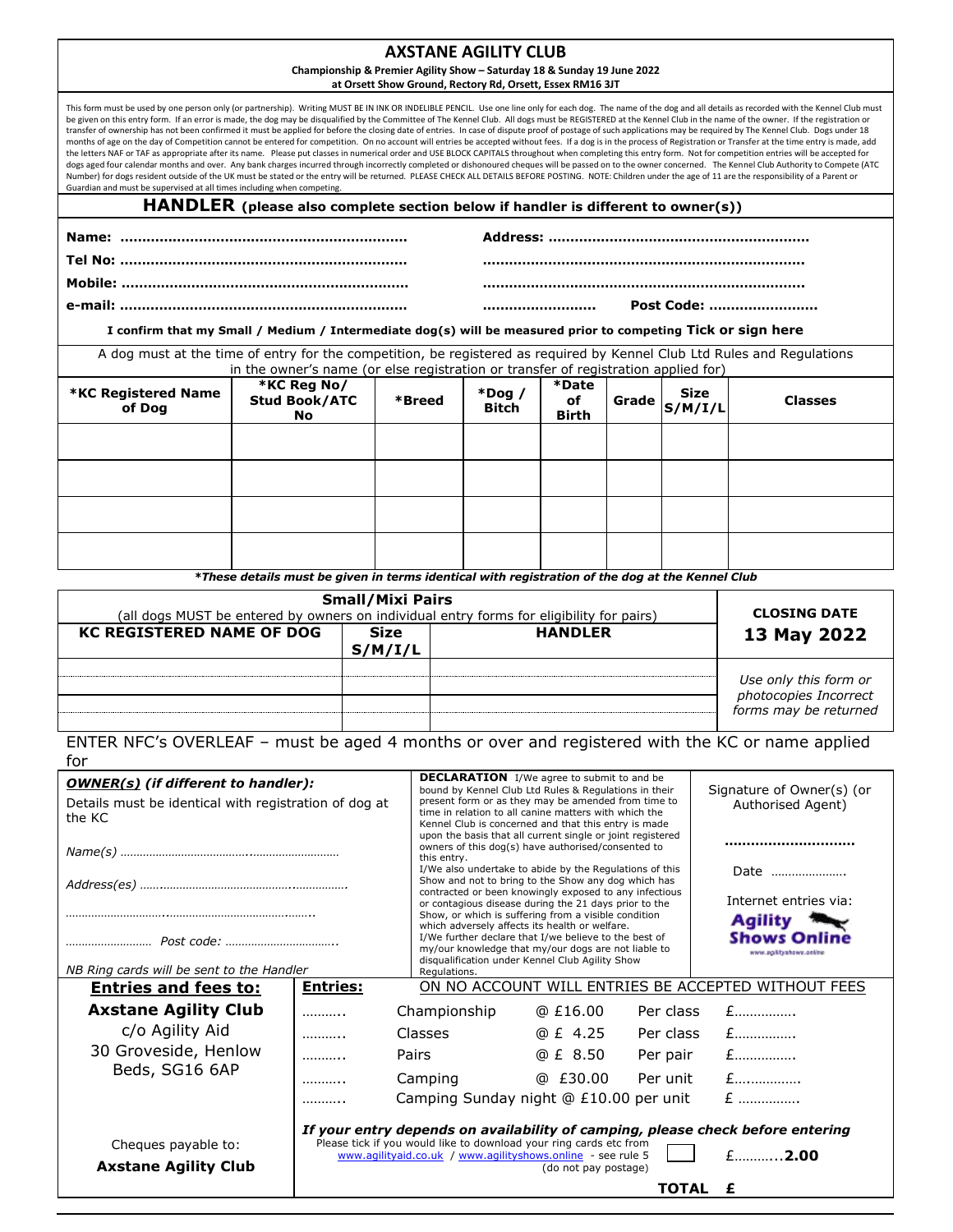# AXSTANE AGILITY CLUB

**Championship & Premier Agility Show – Saturday 18 & Sunday 19 June 2022**
**at Orsett Show Ground, Rectory Rd, Orsett, Essex RM16 3JT**

This form must be used by one person only (or partnership). Writing MUST BE IN INK OR INDELIBLE PENCIL. Use one line only for each dog. The name of the dog and all details as recorded with the Kennel Club must be given on this entry form. If an error is made, the dog may be disqualified by the Committee of The Kennel Club. All dogs must be REGISTERED at the Kennel Club in the name of the owner. If the registration or transfer of ownership has not been confirmed it must be applied for before the closing date of entries. In case of dispute proof of postage of such applications may be required by The Kennel Club. Dogs under 18 months of age on the day of Competition cannot be entered for competition. On no account will entries be accepted without fees. If a dog is in the process of Registration or Transfer at the time entry is made, add the letters NAF or TAF as appropriate after its name. Please put classes in numerical order and USE BLOCK CAPITALS throughout when completing this entry form. Not for competition entries will be accepted for dogs aged four calendar months and over. Any bank charges incurred through incorrectly completed or dishonoured cheques will be passed on to the owner concerned. The Kennel Club Authority to Compete (ATC Number) for dogs resident outside of the UK must be stated or the entry will be returned. PLEASE CHECK ALL DETAILS BEFORE POSTING. NOTE: Children under the age of 11 are the responsibility of a Parent or Guardian and must be supervised at all times including when competing.

## HANDLER (please also complete section below if handler is different to owner(s))

**Name:** ……………………………………………………… **Address:** ………………………………………………………

**Tel No:** ……………………………………………………… ………………………………………………………

**Mobile:** ……………………………………………………… ………………………………………………………

**e-mail:** ……………………………………………………… ……………………… **Post Code:** ……………………

**I confirm that my Small / Medium / Intermediate dog(s) will be measured prior to competing Tick or sign here**

A dog must at the time of entry for the competition, be registered as required by Kennel Club Ltd Rules and Regulations in the owner's name (or else registration or transfer of registration applied for)

| *KC Registered Name of Dog | *KC Reg No/ Stud Book/ATC No | *Breed | *Dog / Bitch | *Date of Birth | Grade | Size S/M/I/L | Classes |
|---|---|---|---|---|---|---|---|
| | | | | | | | |
| | | | | | | | |
| | | | | | | | |
| | | | | | | | |

***These details must be given in terms identical with registration of the dog at the Kennel Club***

**Small/Mixi Pairs**
(all dogs MUST be entered by owners on individual entry forms for eligibility for pairs)

| KC REGISTERED NAME OF DOG | Size S/M/I/L | HANDLER |
|---|---|---|
| | | |
| | | |
| | | |
| | | |

**CLOSING DATE**
**13 May 2022**

*Use only this form or photocopies Incorrect forms may be returned*

ENTER NFC's OVERLEAF – must be aged 4 months or over and registered with the KC or name applied for

***OWNER(s) (if different to handler):***
Details must be identical with registration of dog at the KC

*Name(s)* ……………………………………………………

*Address(es)* ……………………………………………………

……………………………………………………………………

……………………… *Post code:* ……………………………

*NB Ring cards will be sent to the Handler*

**DECLARATION** I/We agree to submit to and be bound by Kennel Club Ltd Rules & Regulations in their present form or as they may be amended from time to time in relation to all canine matters with which the Kennel Club is concerned and that this entry is made upon the basis that all current single or joint registered owners of this dog(s) have authorised/consented to this entry.
I/We also undertake to abide by the Regulations of this Show and not to bring to the Show any dog which has contracted or been knowingly exposed to any infectious or contagious disease during the 21 days prior to the Show, or which is suffering from a visible condition which adversely affects its health or welfare.
I/We further declare that I/we believe to the best of my/our knowledge that my/our dogs are not liable to disqualification under Kennel Club Agility Show Regulations.

Signature of Owner(s) (or Authorised Agent)

………………………

Date ………………….

Internet entries via:
Agility Shows Online
www.agilityshows.online

**Entries and fees to:**
**Axstane Agility Club**
c/o Agility Aid
30 Groveside, Henlow
Beds, SG16 6AP

Cheques payable to:
**Axstane Agility Club**

ON NO ACCOUNT WILL ENTRIES BE ACCEPTED WITHOUT FEES

| Entries: | | | | |
|---|---|---|---|---|
| ……….. | Championship | @ £16.00 | Per class | £……………. |
| ……….. | Classes | @ £ 4.25 | Per class | £……………. |
| ……….. | Pairs | @ £ 8.50 | Per pair | £……………. |
| ……….. | Camping | @ £30.00 | Per unit | £……………. |
| ……….. | Camping Sunday night @ £10.00 per unit | | | £ ……………. |

***If your entry depends on availability of camping, please check before entering***

Please tick if you would like to download your ring cards etc from www.agilityaid.co.uk / www.agilityshows.online - see rule 5 (do not pay postage) ☐ £………..**2.00**

**TOTAL £**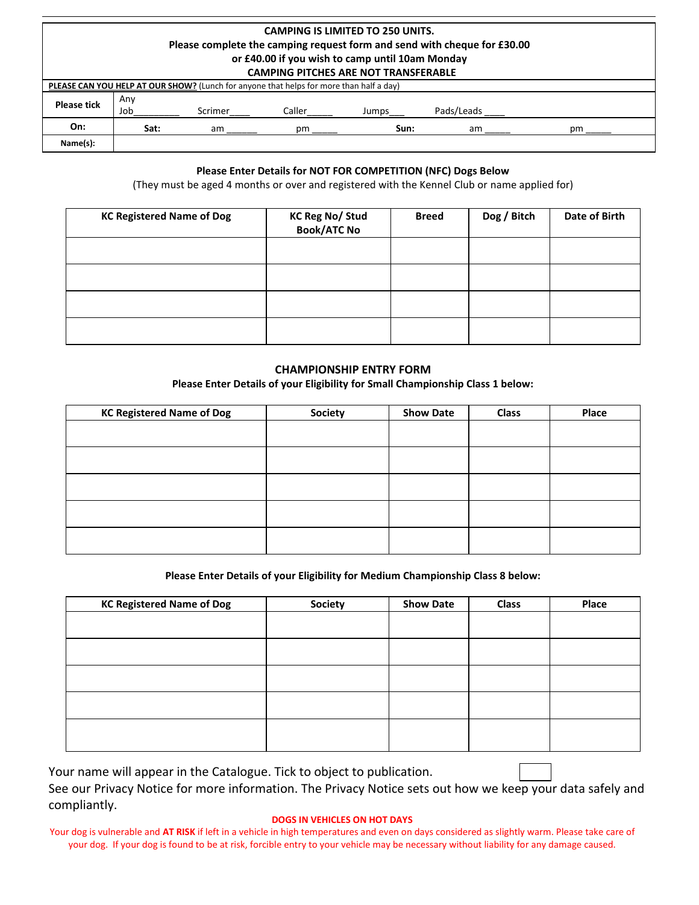**CAMPING IS LIMITED TO 250 UNITS.**
**Please complete the camping request form and send with cheque for £30.00**
**or £40.00 if you wish to camp until 10am Monday**
**CAMPING PITCHES ARE NOT TRANSFERABLE**

**PLEASE CAN YOU HELP AT OUR SHOW?** (Lunch for anyone that helps for more than half a day)

| | | | | | | | |
|---|---|---|---|---|---|---|---|
| **Please tick** | Any Job________ | Scrimer____ | Caller_____ | Jumps___ | Pads/Leads ____ | | |
| **On:** | **Sat:** | am ______ | pm _____ | **Sun:** | am _____ | pm _____ | |
| **Name(s):** | | | | | | | |

**Please Enter Details for NOT FOR COMPETITION (NFC) Dogs Below**
(They must be aged 4 months or over and registered with the Kennel Club or name applied for)

| KC Registered Name of Dog | KC Reg No/ Stud Book/ATC No | Breed | Dog / Bitch | Date of Birth |
|---|---|---|---|---|
| | | | | |
| | | | | |
| | | | | |
| | | | | |

## CHAMPIONSHIP ENTRY FORM

**Please Enter Details of your Eligibility for Small Championship Class 1 below:**

| KC Registered Name of Dog | Society | Show Date | Class | Place |
|---|---|---|---|---|
| | | | | |
| | | | | |
| | | | | |
| | | | | |
| | | | | |

**Please Enter Details of your Eligibility for Medium Championship Class 8 below:**

| KC Registered Name of Dog | Society | Show Date | Class | Place |
|---|---|---|---|---|
| | | | | |
| | | | | |
| | | | | |
| | | | | |
| | | | | |

Your name will appear in the Catalogue. Tick to object to publication. ☐
See our Privacy Notice for more information. The Privacy Notice sets out how we keep your data safely and compliantly.

**DOGS IN VEHICLES ON HOT DAYS**

Your dog is vulnerable and **AT RISK** if left in a vehicle in high temperatures and even on days considered as slightly warm. Please take care of your dog. If your dog is found to be at risk, forcible entry to your vehicle may be necessary without liability for any damage caused.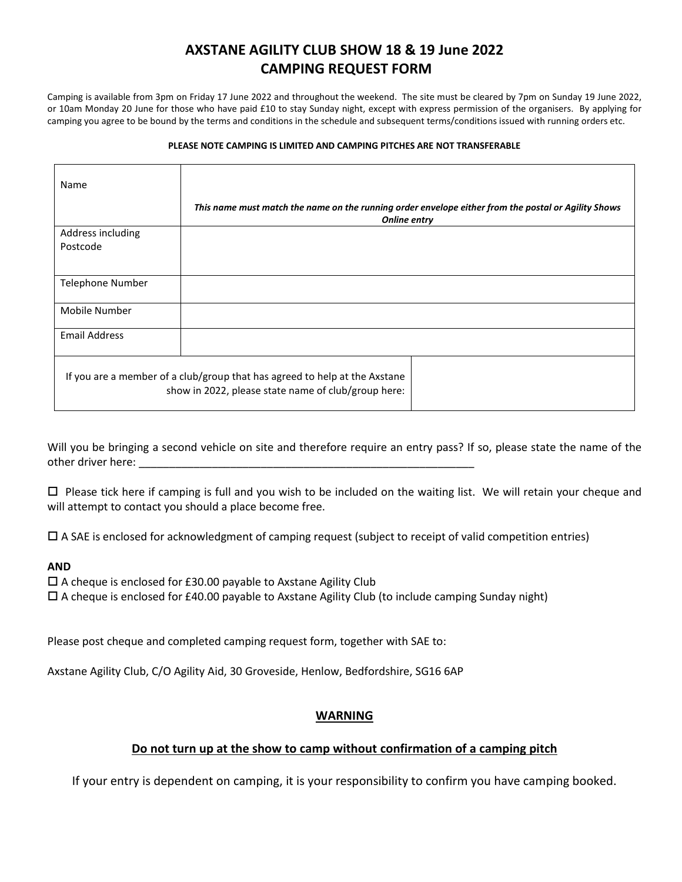# AXSTANE AGILITY CLUB SHOW 18 & 19 June 2022
## CAMPING REQUEST FORM

Camping is available from 3pm on Friday 17 June 2022 and throughout the weekend. The site must be cleared by 7pm on Sunday 19 June 2022, or 10am Monday 20 June for those who have paid £10 to stay Sunday night, except with express permission of the organisers. By applying for camping you agree to be bound by the terms and conditions in the schedule and subsequent terms/conditions issued with running orders etc.

**PLEASE NOTE CAMPING IS LIMITED AND CAMPING PITCHES ARE NOT TRANSFERABLE**

| | |
|---|---|
| Name | ***This name must match the name on the running order envelope either from the postal or Agility Shows Online entry*** |
| Address including Postcode | |
| Telephone Number | |
| Mobile Number | |
| Email Address | |
| If you are a member of a club/group that has agreed to help at the Axstane show in 2022, please state name of club/group here: | |

Will you be bringing a second vehicle on site and therefore require an entry pass? If so, please state the name of the other driver here: ___________________________________________________________

☐ Please tick here if camping is full and you wish to be included on the waiting list. We will retain your cheque and will attempt to contact you should a place become free.

☐ A SAE is enclosed for acknowledgment of camping request (subject to receipt of valid competition entries)

**AND**

☐ A cheque is enclosed for £30.00 payable to Axstane Agility Club
☐ A cheque is enclosed for £40.00 payable to Axstane Agility Club (to include camping Sunday night)

Please post cheque and completed camping request form, together with SAE to:

Axstane Agility Club, C/O Agility Aid, 30 Groveside, Henlow, Bedfordshire, SG16 6AP

**WARNING**

**Do not turn up at the show to camp without confirmation of a camping pitch**

If your entry is dependent on camping, it is your responsibility to confirm you have camping booked.